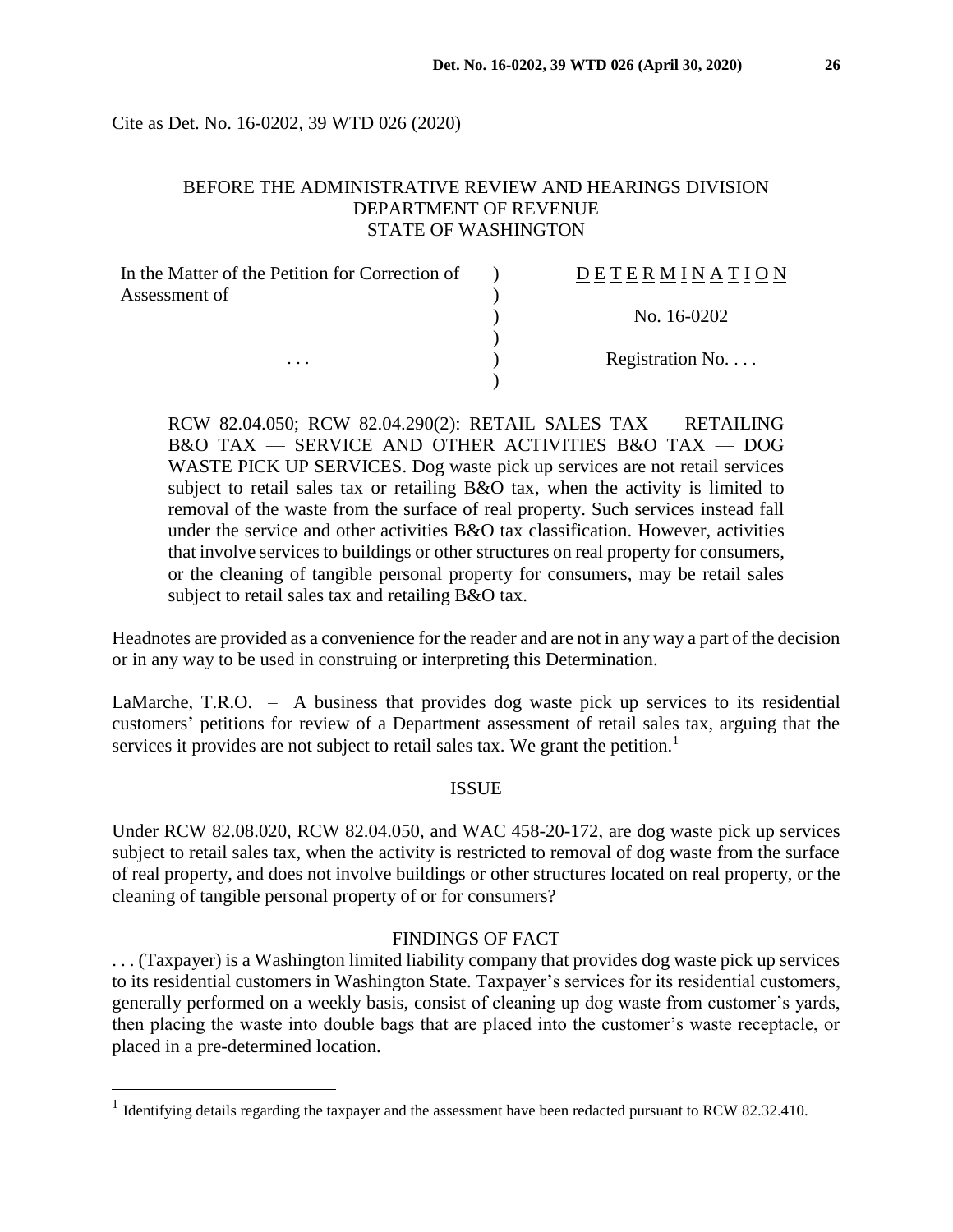Cite as Det. No. 16-0202, 39 WTD 026 (2020)

BEFORE THE ADMINISTRATIVE REVIEW AND HEARINGS DIVISION
DEPARTMENT OF REVENUE
STATE OF WASHINGTON

| | | |
|---|---|---|
| In the Matter of the Petition for Correction of Assessment of | ) | D E T E R M I N A T I O N |
| | ) | |
| | ) | No. 16-0202 |
| | ) | |
| . . . | ) | Registration No. . . . |
| | ) | |

RCW 82.04.050; RCW 82.04.290(2): RETAIL SALES TAX — RETAILING B&O TAX — SERVICE AND OTHER ACTIVITIES B&O TAX — DOG WASTE PICK UP SERVICES. Dog waste pick up services are not retail services subject to retail sales tax or retailing B&O tax, when the activity is limited to removal of the waste from the surface of real property. Such services instead fall under the service and other activities B&O tax classification. However, activities that involve services to buildings or other structures on real property for consumers, or the cleaning of tangible personal property for consumers, may be retail sales subject to retail sales tax and retailing B&O tax.

Headnotes are provided as a convenience for the reader and are not in any way a part of the decision or in any way to be used in construing or interpreting this Determination.

LaMarche, T.R.O. – A business that provides dog waste pick up services to its residential customers' petitions for review of a Department assessment of retail sales tax, arguing that the services it provides are not subject to retail sales tax. We grant the petition.[1]

## ISSUE

Under RCW 82.08.020, RCW 82.04.050, and WAC 458-20-172, are dog waste pick up services subject to retail sales tax, when the activity is restricted to removal of dog waste from the surface of real property, and does not involve buildings or other structures located on real property, or the cleaning of tangible personal property of or for consumers?

## FINDINGS OF FACT

. . . (Taxpayer) is a Washington limited liability company that provides dog waste pick up services to its residential customers in Washington State. Taxpayer's services for its residential customers, generally performed on a weekly basis, consist of cleaning up dog waste from customer's yards, then placing the waste into double bags that are placed into the customer's waste receptacle, or placed in a pre-determined location.

[1] Identifying details regarding the taxpayer and the assessment have been redacted pursuant to RCW 82.32.410.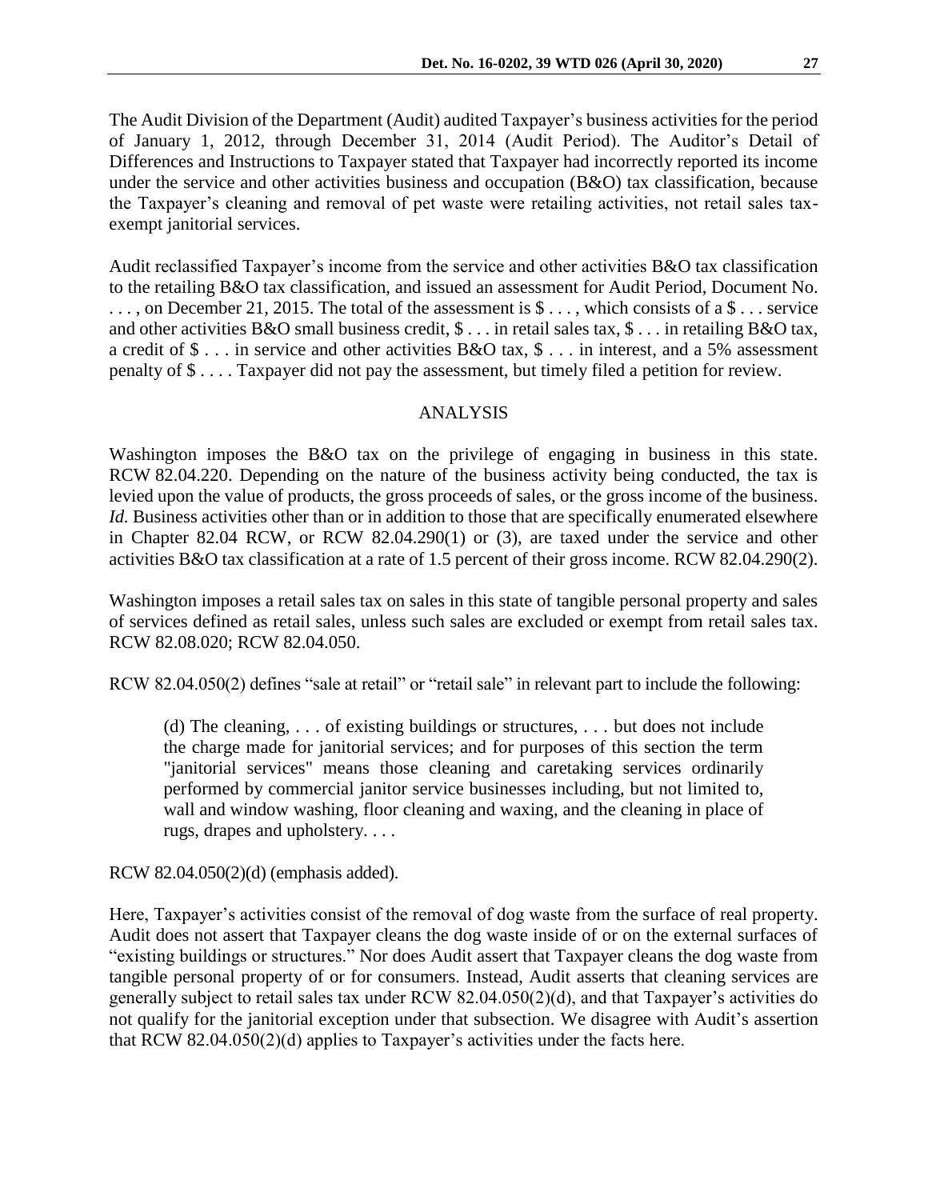The Audit Division of the Department (Audit) audited Taxpayer's business activities for the period of January 1, 2012, through December 31, 2014 (Audit Period). The Auditor's Detail of Differences and Instructions to Taxpayer stated that Taxpayer had incorrectly reported its income under the service and other activities business and occupation (B&O) tax classification, because the Taxpayer's cleaning and removal of pet waste were retailing activities, not retail sales tax-exempt janitorial services.

Audit reclassified Taxpayer's income from the service and other activities B&O tax classification to the retailing B&O tax classification, and issued an assessment for Audit Period, Document No. . . . , on December 21, 2015. The total of the assessment is $ . . . , which consists of a $ . . . service and other activities B&O small business credit, $ . . . in retail sales tax, $ . . . in retailing B&O tax, a credit of $ . . . in service and other activities B&O tax, $ . . . in interest, and a 5% assessment penalty of $ . . . . Taxpayer did not pay the assessment, but timely filed a petition for review.

## ANALYSIS

Washington imposes the B&O tax on the privilege of engaging in business in this state. RCW 82.04.220. Depending on the nature of the business activity being conducted, the tax is levied upon the value of products, the gross proceeds of sales, or the gross income of the business. *Id.* Business activities other than or in addition to those that are specifically enumerated elsewhere in Chapter 82.04 RCW, or RCW 82.04.290(1) or (3), are taxed under the service and other activities B&O tax classification at a rate of 1.5 percent of their gross income. RCW 82.04.290(2).

Washington imposes a retail sales tax on sales in this state of tangible personal property and sales of services defined as retail sales, unless such sales are excluded or exempt from retail sales tax. RCW 82.08.020; RCW 82.04.050.

RCW 82.04.050(2) defines "sale at retail" or "retail sale" in relevant part to include the following:

> (d) The cleaning, . . . of existing buildings or structures, . . . but does not include the charge made for janitorial services; and for purposes of this section the term "janitorial services" means those cleaning and caretaking services ordinarily performed by commercial janitor service businesses including, but not limited to, wall and window washing, floor cleaning and waxing, and the cleaning in place of rugs, drapes and upholstery. . . .

RCW 82.04.050(2)(d) (emphasis added).

Here, Taxpayer's activities consist of the removal of dog waste from the surface of real property. Audit does not assert that Taxpayer cleans the dog waste inside of or on the external surfaces of "existing buildings or structures." Nor does Audit assert that Taxpayer cleans the dog waste from tangible personal property of or for consumers. Instead, Audit asserts that cleaning services are generally subject to retail sales tax under RCW 82.04.050(2)(d), and that Taxpayer's activities do not qualify for the janitorial exception under that subsection. We disagree with Audit's assertion that RCW 82.04.050(2)(d) applies to Taxpayer's activities under the facts here.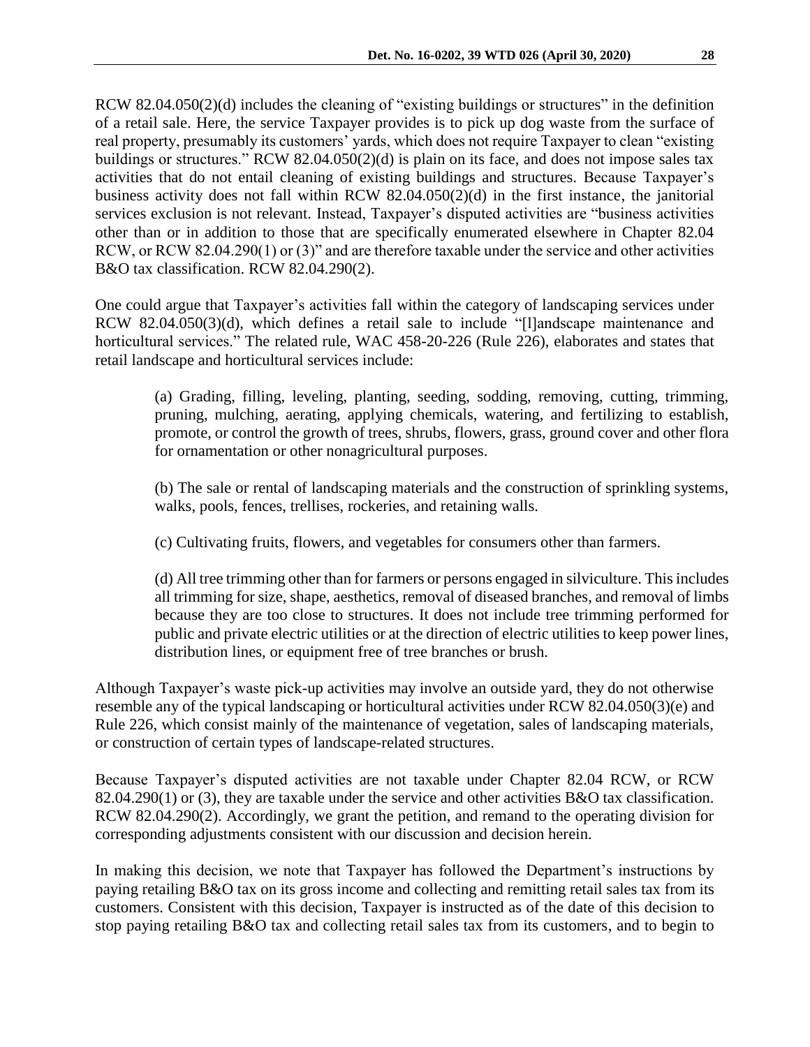RCW 82.04.050(2)(d) includes the cleaning of "existing buildings or structures" in the definition of a retail sale. Here, the service Taxpayer provides is to pick up dog waste from the surface of real property, presumably its customers' yards, which does not require Taxpayer to clean "existing buildings or structures." RCW 82.04.050(2)(d) is plain on its face, and does not impose sales tax activities that do not entail cleaning of existing buildings and structures. Because Taxpayer's business activity does not fall within RCW 82.04.050(2)(d) in the first instance, the janitorial services exclusion is not relevant. Instead, Taxpayer's disputed activities are "business activities other than or in addition to those that are specifically enumerated elsewhere in Chapter 82.04 RCW, or RCW 82.04.290(1) or (3)" and are therefore taxable under the service and other activities B&O tax classification. RCW 82.04.290(2).

One could argue that Taxpayer's activities fall within the category of landscaping services under RCW 82.04.050(3)(d), which defines a retail sale to include "[l]andscape maintenance and horticultural services." The related rule, WAC 458-20-226 (Rule 226), elaborates and states that retail landscape and horticultural services include:

> (a) Grading, filling, leveling, planting, seeding, sodding, removing, cutting, trimming, pruning, mulching, aerating, applying chemicals, watering, and fertilizing to establish, promote, or control the growth of trees, shrubs, flowers, grass, ground cover and other flora for ornamentation or other nonagricultural purposes.
>
> (b) The sale or rental of landscaping materials and the construction of sprinkling systems, walks, pools, fences, trellises, rockeries, and retaining walls.
>
> (c) Cultivating fruits, flowers, and vegetables for consumers other than farmers.
>
> (d) All tree trimming other than for farmers or persons engaged in silviculture. This includes all trimming for size, shape, aesthetics, removal of diseased branches, and removal of limbs because they are too close to structures. It does not include tree trimming performed for public and private electric utilities or at the direction of electric utilities to keep power lines, distribution lines, or equipment free of tree branches or brush.

Although Taxpayer's waste pick-up activities may involve an outside yard, they do not otherwise resemble any of the typical landscaping or horticultural activities under RCW 82.04.050(3)(e) and Rule 226, which consist mainly of the maintenance of vegetation, sales of landscaping materials, or construction of certain types of landscape-related structures.

Because Taxpayer's disputed activities are not taxable under Chapter 82.04 RCW, or RCW 82.04.290(1) or (3), they are taxable under the service and other activities B&O tax classification. RCW 82.04.290(2). Accordingly, we grant the petition, and remand to the operating division for corresponding adjustments consistent with our discussion and decision herein.

In making this decision, we note that Taxpayer has followed the Department's instructions by paying retailing B&O tax on its gross income and collecting and remitting retail sales tax from its customers. Consistent with this decision, Taxpayer is instructed as of the date of this decision to stop paying retailing B&O tax and collecting retail sales tax from its customers, and to begin to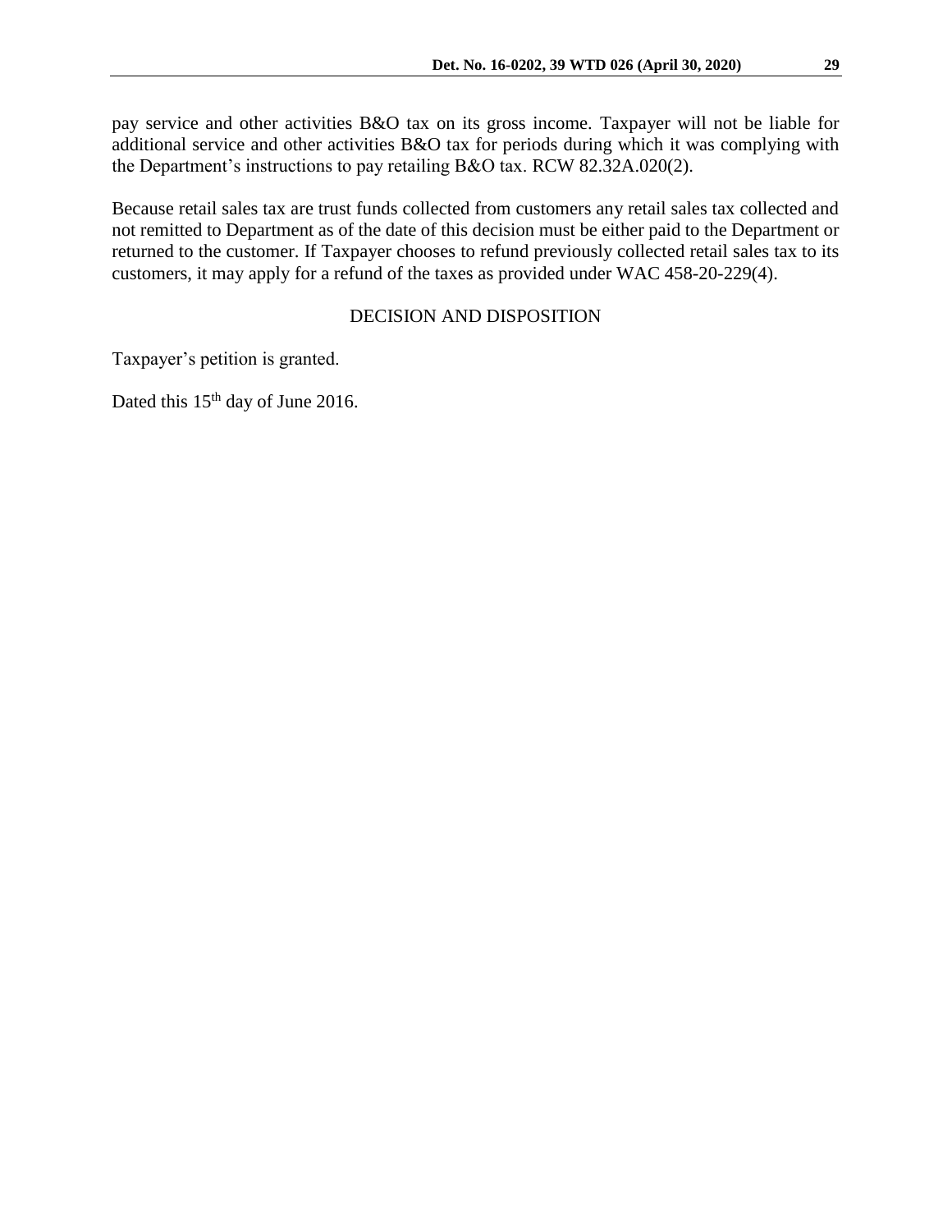pay service and other activities B&O tax on its gross income. Taxpayer will not be liable for additional service and other activities B&O tax for periods during which it was complying with the Department's instructions to pay retailing B&O tax. RCW 82.32A.020(2).

Because retail sales tax are trust funds collected from customers any retail sales tax collected and not remitted to Department as of the date of this decision must be either paid to the Department or returned to the customer. If Taxpayer chooses to refund previously collected retail sales tax to its customers, it may apply for a refund of the taxes as provided under WAC 458-20-229(4).

## DECISION AND DISPOSITION

Taxpayer's petition is granted.

Dated this 15th day of June 2016.